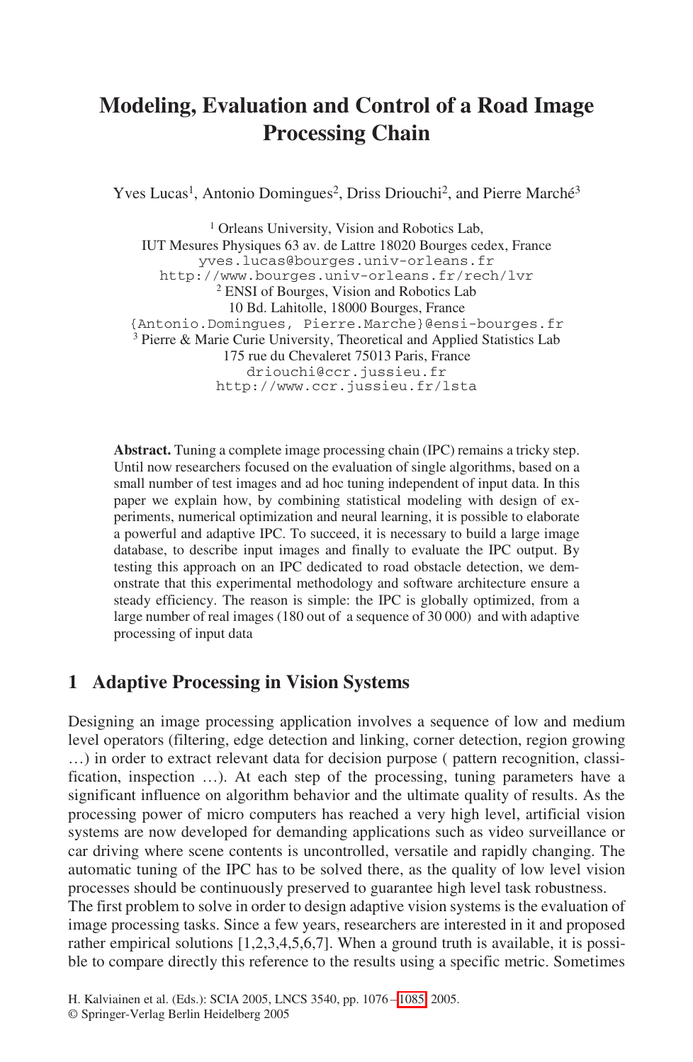# Modeling, Evaluation and Control of a Road Image Processing Chain

Yves Lucas[1], Antonio Domingues[2], Driss Driouchi[2], and Pierre Marché[3]

[1] Orleans University, Vision and Robotics Lab,
IUT Mesures Physiques 63 av. de Lattre 18020 Bourges cedex, France
yves.lucas@bourges.univ-orleans.fr
http://www.bourges.univ-orleans.fr/rech/lvr

[2] ENSI of Bourges, Vision and Robotics Lab
10 Bd. Lahitolle, 18000 Bourges, France
{Antonio.Domingues, Pierre.Marche}@ensi-bourges.fr

[3] Pierre & Marie Curie University, Theoretical and Applied Statistics Lab
175 rue du Chevaleret 75013 Paris, France
driouchi@ccr.jussieu.fr
http://www.ccr.jussieu.fr/lsta

**Abstract.** Tuning a complete image processing chain (IPC) remains a tricky step. Until now researchers focused on the evaluation of single algorithms, based on a small number of test images and ad hoc tuning independent of input data. In this paper we explain how, by combining statistical modeling with design of experiments, numerical optimization and neural learning, it is possible to elaborate a powerful and adaptive IPC. To succeed, it is necessary to build a large image database, to describe input images and finally to evaluate the IPC output. By testing this approach on an IPC dedicated to road obstacle detection, we demonstrate that this experimental methodology and software architecture ensure a steady efficiency. The reason is simple: the IPC is globally optimized, from a large number of real images (180 out of a sequence of 30 000) and with adaptive processing of input data

## 1 Adaptive Processing in Vision Systems

Designing an image processing application involves a sequence of low and medium level operators (filtering, edge detection and linking, corner detection, region growing …) in order to extract relevant data for decision purpose ( pattern recognition, classification, inspection …). At each step of the processing, tuning parameters have a significant influence on algorithm behavior and the ultimate quality of results. As the processing power of micro computers has reached a very high level, artificial vision systems are now developed for demanding applications such as video surveillance or car driving where scene contents is uncontrolled, versatile and rapidly changing. The automatic tuning of the IPC has to be solved there, as the quality of low level vision processes should be continuously preserved to guarantee high level task robustness.
The first problem to solve in order to design adaptive vision systems is the evaluation of image processing tasks. Since a few years, researchers are interested in it and proposed rather empirical solutions [1,2,3,4,5,6,7]. When a ground truth is available, it is possible to compare directly this reference to the results using a specific metric. Sometimes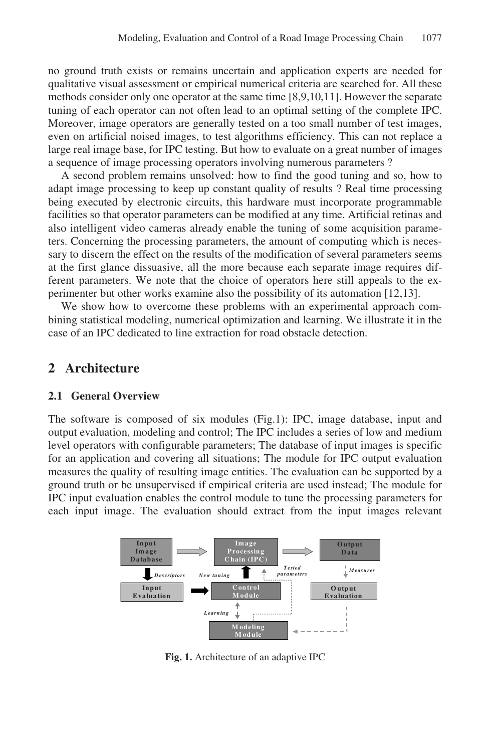no ground truth exists or remains uncertain and application experts are needed for qualitative visual assessment or empirical numerical criteria are searched for. All these methods consider only one operator at the same time [8,9,10,11]. However the separate tuning of each operator can not often lead to an optimal setting of the complete IPC. Moreover, image operators are generally tested on a too small number of test images, even on artificial noised images, to test algorithms efficiency. This can not replace a large real image base, for IPC testing. But how to evaluate on a great number of images a sequence of image processing operators involving numerous parameters ?

A second problem remains unsolved: how to find the good tuning and so, how to adapt image processing to keep up constant quality of results ? Real time processing being executed by electronic circuits, this hardware must incorporate programmable facilities so that operator parameters can be modified at any time. Artificial retinas and also intelligent video cameras already enable the tuning of some acquisition parameters. Concerning the processing parameters, the amount of computing which is necessary to discern the effect on the results of the modification of several parameters seems at the first glance dissuasive, all the more because each separate image requires different parameters. We note that the choice of operators here still appeals to the experimenter but other works examine also the possibility of its automation [12,13].

We show how to overcome these problems with an experimental approach combining statistical modeling, numerical optimization and learning. We illustrate it in the case of an IPC dedicated to line extraction for road obstacle detection.

## 2 Architecture

### 2.1 General Overview

The software is composed of six modules (Fig.1): IPC, image database, input and output evaluation, modeling and control; The IPC includes a series of low and medium level operators with configurable parameters; The database of input images is specific for an application and covering all situations; The module for IPC output evaluation measures the quality of resulting image entities. The evaluation can be supported by a ground truth or be unsupervised if empirical criteria are used instead; The module for IPC input evaluation enables the control module to tune the processing parameters for each input image. The evaluation should extract from the input images relevant

Input Image Database → Image Processing Chain (IPC) → Output Data

Descriptors | New tuning | Tested parameters | Measures

Input Evaluation → Control Module | Output Evaluation

Learning

Modeling Module

**Fig. 1.** Architecture of an adaptive IPC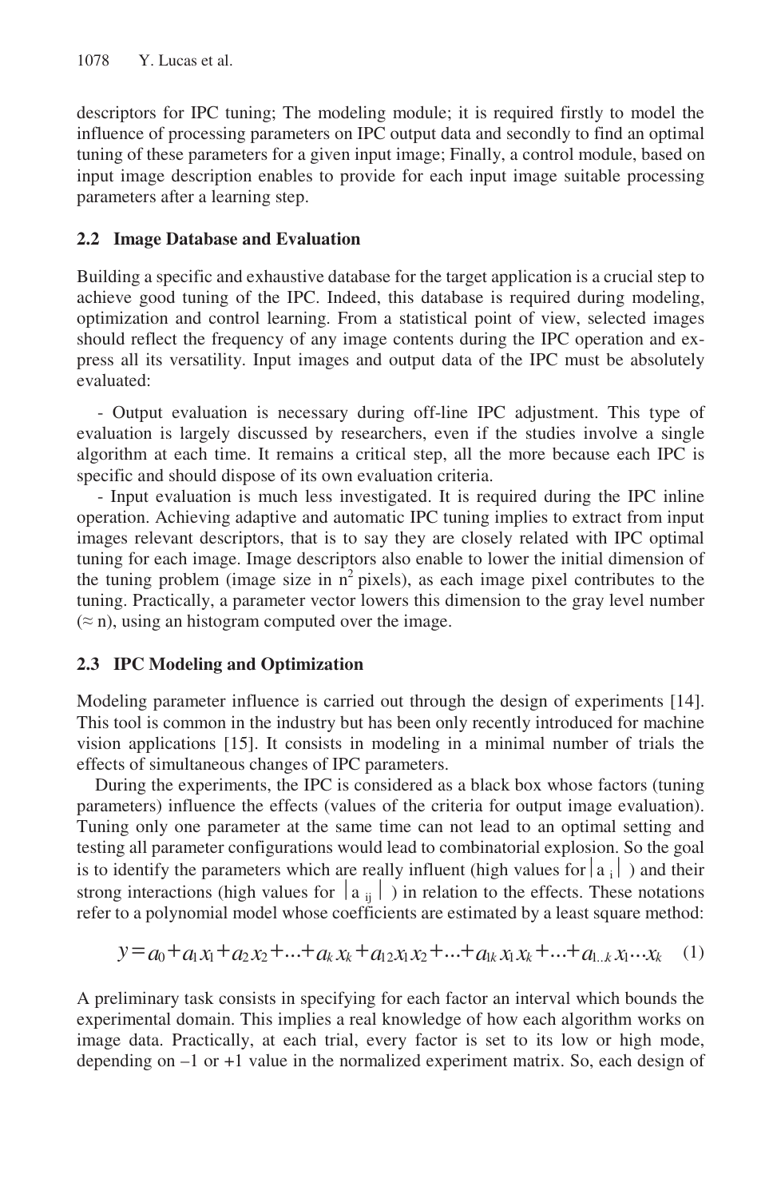descriptors for IPC tuning; The modeling module; it is required firstly to model the influence of processing parameters on IPC output data and secondly to find an optimal tuning of these parameters for a given input image; Finally, a control module, based on input image description enables to provide for each input image suitable processing parameters after a learning step.

### 2.2 Image Database and Evaluation

Building a specific and exhaustive database for the target application is a crucial step to achieve good tuning of the IPC. Indeed, this database is required during modeling, optimization and control learning. From a statistical point of view, selected images should reflect the frequency of any image contents during the IPC operation and express all its versatility. Input images and output data of the IPC must be absolutely evaluated:

- Output evaluation is necessary during off-line IPC adjustment. This type of evaluation is largely discussed by researchers, even if the studies involve a single algorithm at each time. It remains a critical step, all the more because each IPC is specific and should dispose of its own evaluation criteria.
- Input evaluation is much less investigated. It is required during the IPC inline operation. Achieving adaptive and automatic IPC tuning implies to extract from input images relevant descriptors, that is to say they are closely related with IPC optimal tuning for each image. Image descriptors also enable to lower the initial dimension of the tuning problem (image size in $n^2$ pixels), as each image pixel contributes to the tuning. Practically, a parameter vector lowers this dimension to the gray level number ($\approx$ n), using an histogram computed over the image.

### 2.3 IPC Modeling and Optimization

Modeling parameter influence is carried out through the design of experiments [14]. This tool is common in the industry but has been only recently introduced for machine vision applications [15]. It consists in modeling in a minimal number of trials the effects of simultaneous changes of IPC parameters.

During the experiments, the IPC is considered as a black box whose factors (tuning parameters) influence the effects (values of the criteria for output image evaluation). Tuning only one parameter at the same time can not lead to an optimal setting and testing all parameter configurations would lead to combinatorial explosion. So the goal is to identify the parameters which are really influent (high values for $|a_i|$ ) and their strong interactions (high values for $|a_{ij}|$ ) in relation to the effects. These notations refer to a polynomial model whose coefficients are estimated by a least square method:

$$y = a_0 + a_1 x_1 + a_2 x_2 + \ldots + a_k x_k + a_{12} x_1 x_2 + \ldots + a_{1k} x_1 x_k + \ldots + a_{1..k} x_1 \cdots x_k \quad (1)$$

A preliminary task consists in specifying for each factor an interval which bounds the experimental domain. This implies a real knowledge of how each algorithm works on image data. Practically, at each trial, every factor is set to its low or high mode, depending on –1 or +1 value in the normalized experiment matrix. So, each design of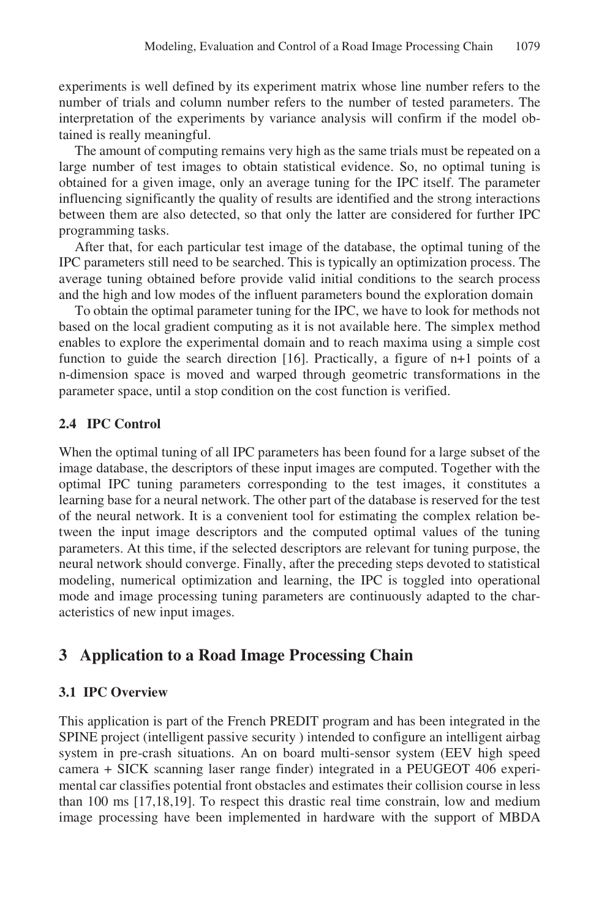experiments is well defined by its experiment matrix whose line number refers to the number of trials and column number refers to the number of tested parameters. The interpretation of the experiments by variance analysis will confirm if the model obtained is really meaningful.

The amount of computing remains very high as the same trials must be repeated on a large number of test images to obtain statistical evidence. So, no optimal tuning is obtained for a given image, only an average tuning for the IPC itself. The parameter influencing significantly the quality of results are identified and the strong interactions between them are also detected, so that only the latter are considered for further IPC programming tasks.

After that, for each particular test image of the database, the optimal tuning of the IPC parameters still need to be searched. This is typically an optimization process. The average tuning obtained before provide valid initial conditions to the search process and the high and low modes of the influent parameters bound the exploration domain

To obtain the optimal parameter tuning for the IPC, we have to look for methods not based on the local gradient computing as it is not available here. The simplex method enables to explore the experimental domain and to reach maxima using a simple cost function to guide the search direction [16]. Practically, a figure of n+1 points of a n-dimension space is moved and warped through geometric transformations in the parameter space, until a stop condition on the cost function is verified.

### 2.4 IPC Control

When the optimal tuning of all IPC parameters has been found for a large subset of the image database, the descriptors of these input images are computed. Together with the optimal IPC tuning parameters corresponding to the test images, it constitutes a learning base for a neural network. The other part of the database is reserved for the test of the neural network. It is a convenient tool for estimating the complex relation between the input image descriptors and the computed optimal values of the tuning parameters. At this time, if the selected descriptors are relevant for tuning purpose, the neural network should converge. Finally, after the preceding steps devoted to statistical modeling, numerical optimization and learning, the IPC is toggled into operational mode and image processing tuning parameters are continuously adapted to the characteristics of new input images.

## 3 Application to a Road Image Processing Chain

### 3.1 IPC Overview

This application is part of the French PREDIT program and has been integrated in the SPINE project (intelligent passive security ) intended to configure an intelligent airbag system in pre-crash situations. An on board multi-sensor system (EEV high speed camera + SICK scanning laser range finder) integrated in a PEUGEOT 406 experimental car classifies potential front obstacles and estimates their collision course in less than 100 ms [17,18,19]. To respect this drastic real time constrain, low and medium image processing have been implemented in hardware with the support of MBDA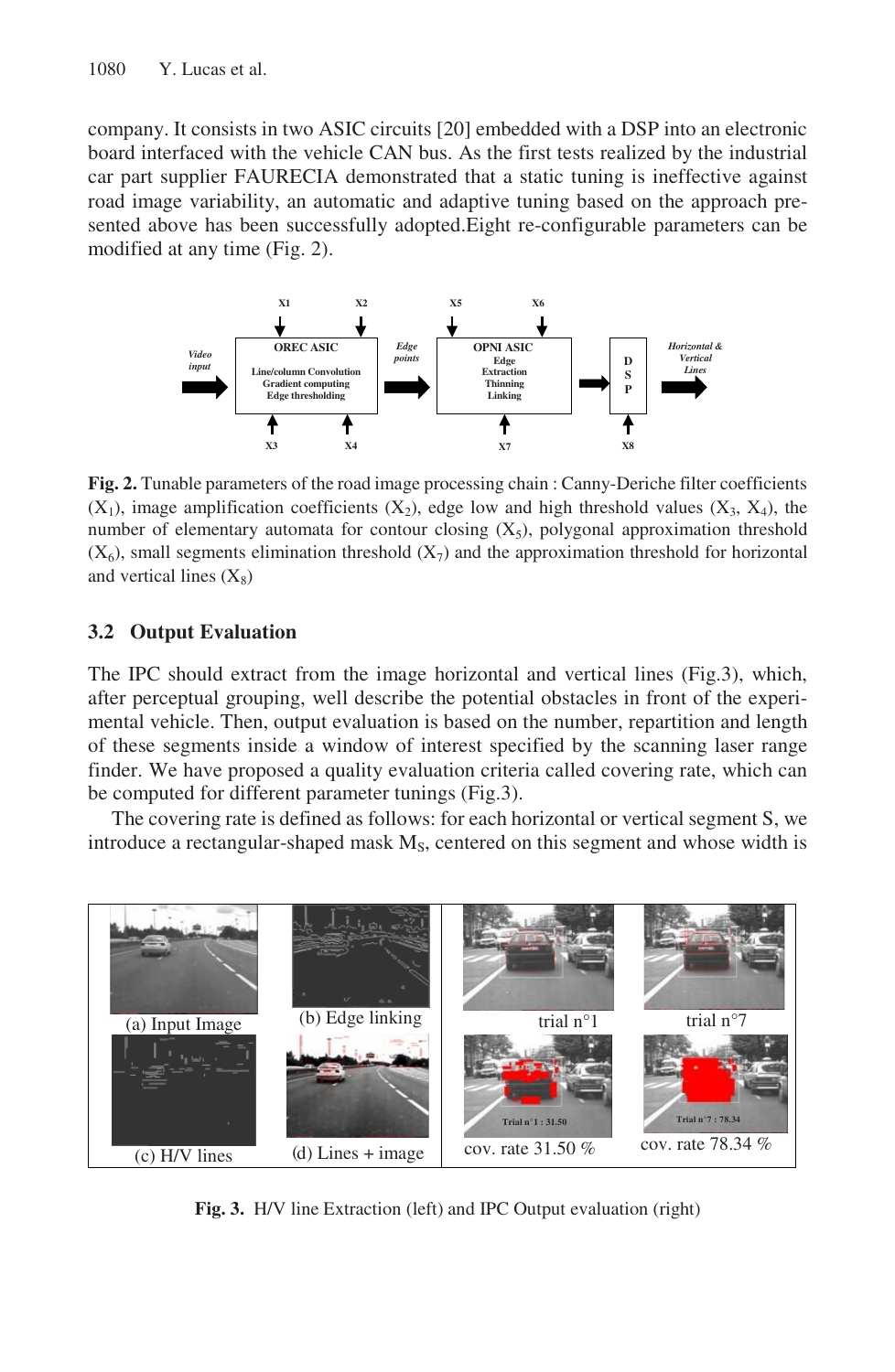company. It consists in two ASIC circuits [20] embedded with a DSP into an electronic board interfaced with the vehicle CAN bus. As the first tests realized by the industrial car part supplier FAURECIA demonstrated that a static tuning is ineffective against road image variability, an automatic and adaptive tuning based on the approach presented above has been successfully adopted.Eight re-configurable parameters can be modified at any time (Fig. 2).

**Fig. 2.** Tunable parameters of the road image processing chain : Canny-Deriche filter coefficients ($X_1$), image amplification coefficients ($X_2$), edge low and high threshold values ($X_3$, $X_4$), the number of elementary automata for contour closing ($X_5$), polygonal approximation threshold ($X_6$), small segments elimination threshold ($X_7$) and the approximation threshold for horizontal and vertical lines ($X_8$)

### 3.2 Output Evaluation

The IPC should extract from the image horizontal and vertical lines (Fig.3), which, after perceptual grouping, well describe the potential obstacles in front of the experimental vehicle. Then, output evaluation is based on the number, repartition and length of these segments inside a window of interest specified by the scanning laser range finder. We have proposed a quality evaluation criteria called covering rate, which can be computed for different parameter tunings (Fig.3).

The covering rate is defined as follows: for each horizontal or vertical segment S, we introduce a rectangular-shaped mask $M_S$, centered on this segment and whose width is

**Fig. 3.** H/V line Extraction (left) and IPC Output evaluation (right)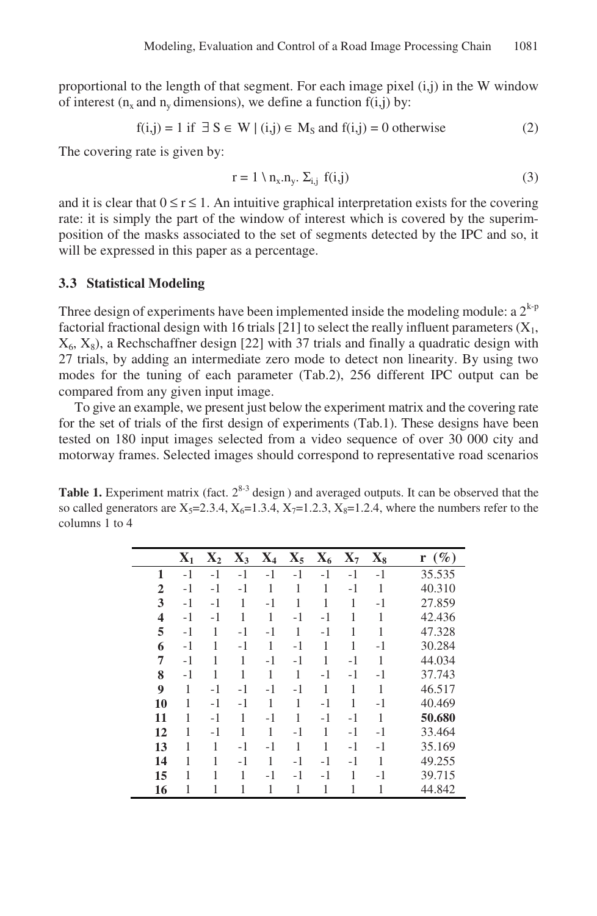proportional to the length of that segment. For each image pixel (i,j) in the W window of interest ($n_x$ and $n_y$ dimensions), we define a function f(i,j) by:

$$f(i,j) = 1 \text{ if } \exists\, S \in W \mid (i,j) \in M_S \text{ and } f(i,j) = 0 \text{ otherwise} \tag{2}$$

The covering rate is given by:

$$r = 1 \setminus n_x.n_y.\ \Sigma_{i,j}\ f(i,j) \tag{3}$$

and it is clear that $0 \leq r \leq 1$. An intuitive graphical interpretation exists for the covering rate: it is simply the part of the window of interest which is covered by the superimposition of the masks associated to the set of segments detected by the IPC and so, it will be expressed in this paper as a percentage.

### 3.3 Statistical Modeling

Three design of experiments have been implemented inside the modeling module: a $2^{k-p}$ factorial fractional design with 16 trials [21] to select the really influent parameters ($X_1$, $X_6$, $X_8$), a Rechschaffner design [22] with 37 trials and finally a quadratic design with 27 trials, by adding an intermediate zero mode to detect non linearity. By using two modes for the tuning of each parameter (Tab.2), 256 different IPC output can be compared from any given input image.

To give an example, we present just below the experiment matrix and the covering rate for the set of trials of the first design of experiments (Tab.1). These designs have been tested on 180 input images selected from a video sequence of over 30 000 city and motorway frames. Selected images should correspond to representative road scenarios

**Table 1.** Experiment matrix (fact. $2^{8-3}$ design ) and averaged outputs. It can be observed that the so called generators are $X_5$=2.3.4, $X_6$=1.3.4, $X_7$=1.2.3, $X_8$=1.2.4, where the numbers refer to the columns 1 to 4

| | $X_1$ | $X_2$ | $X_3$ | $X_4$ | $X_5$ | $X_6$ | $X_7$ | $X_8$ | r (%) |
|---|---|---|---|---|---|---|---|---|---|
| **1** | -1 | -1 | -1 | -1 | -1 | -1 | -1 | -1 | 35.535 |
| **2** | -1 | -1 | -1 | 1 | 1 | 1 | -1 | 1 | 40.310 |
| **3** | -1 | -1 | 1 | -1 | 1 | 1 | 1 | -1 | 27.859 |
| **4** | -1 | -1 | 1 | 1 | -1 | -1 | 1 | 1 | 42.436 |
| **5** | -1 | 1 | -1 | -1 | 1 | -1 | 1 | 1 | 47.328 |
| **6** | -1 | 1 | -1 | 1 | -1 | 1 | 1 | -1 | 30.284 |
| **7** | -1 | 1 | 1 | -1 | -1 | 1 | -1 | 1 | 44.034 |
| **8** | -1 | 1 | 1 | 1 | 1 | -1 | -1 | -1 | 37.743 |
| **9** | 1 | -1 | -1 | -1 | -1 | 1 | 1 | 1 | 46.517 |
| **10** | 1 | -1 | -1 | 1 | 1 | -1 | 1 | -1 | 40.469 |
| **11** | 1 | -1 | 1 | -1 | 1 | -1 | -1 | 1 | **50.680** |
| **12** | 1 | -1 | 1 | 1 | -1 | 1 | -1 | -1 | 33.464 |
| **13** | 1 | 1 | -1 | -1 | 1 | 1 | -1 | -1 | 35.169 |
| **14** | 1 | 1 | -1 | 1 | -1 | -1 | -1 | 1 | 49.255 |
| **15** | 1 | 1 | 1 | -1 | -1 | -1 | 1 | -1 | 39.715 |
| **16** | 1 | 1 | 1 | 1 | 1 | 1 | 1 | 1 | 44.842 |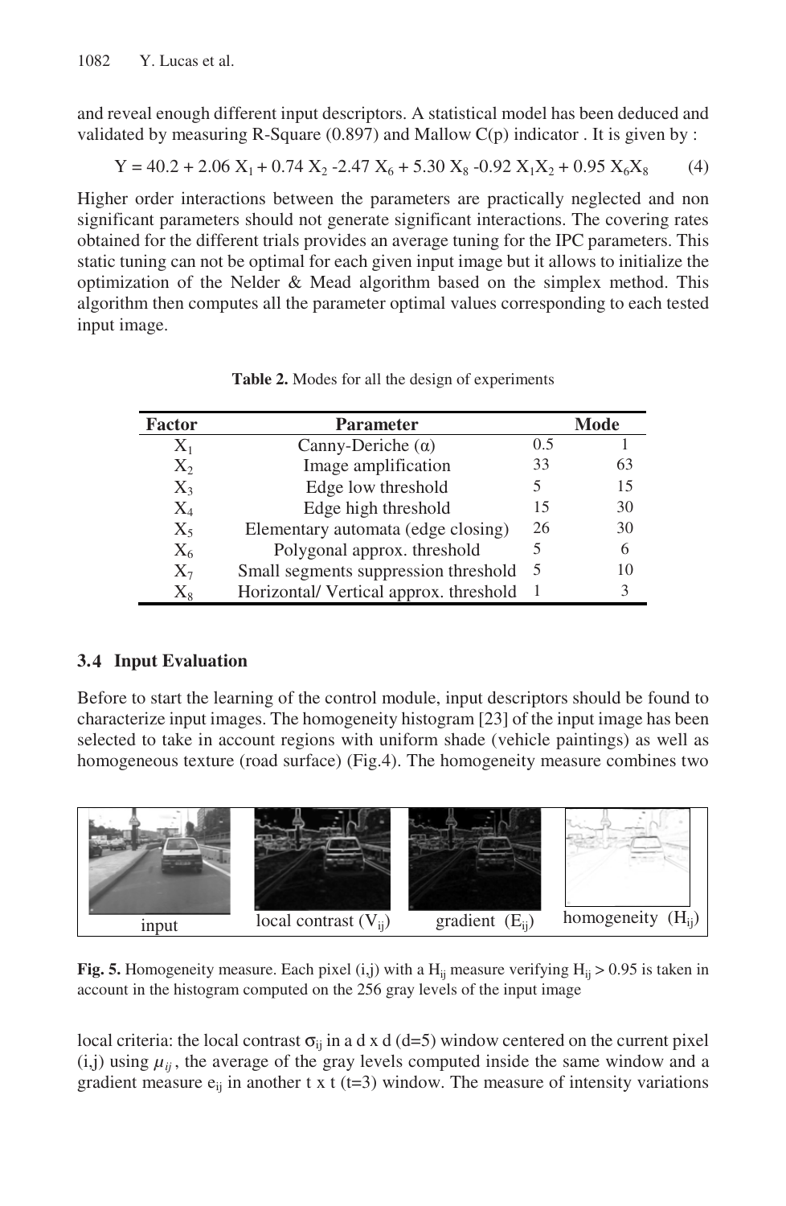and reveal enough different input descriptors. A statistical model has been deduced and validated by measuring R-Square (0.897) and Mallow C(p) indicator . It is given by :

$$Y = 40.2 + 2.06\,X_1 + 0.74\,X_2 - 2.47\,X_6 + 5.30\,X_8 - 0.92\,X_1X_2 + 0.95\,X_6X_8 \quad (4)$$

Higher order interactions between the parameters are practically neglected and non significant parameters should not generate significant interactions. The covering rates obtained for the different trials provides an average tuning for the IPC parameters. This static tuning can not be optimal for each given input image but it allows to initialize the optimization of the Nelder & Mead algorithm based on the simplex method. This algorithm then computes all the parameter optimal values corresponding to each tested input image.

**Table 2.** Modes for all the design of experiments

| Factor | Parameter | Mode | |
|---|---|---|---|
| $X_1$ | Canny-Deriche ($\alpha$) | 0.5 | 1 |
| $X_2$ | Image amplification | 33 | 63 |
| $X_3$ | Edge low threshold | 5 | 15 |
| $X_4$ | Edge high threshold | 15 | 30 |
| $X_5$ | Elementary automata (edge closing) | 26 | 30 |
| $X_6$ | Polygonal approx. threshold | 5 | 6 |
| $X_7$ | Small segments suppression threshold | 5 | 10 |
| $X_8$ | Horizontal/ Vertical approx. threshold | 1 | 3 |

### 3.4 Input Evaluation

Before to start the learning of the control module, input descriptors should be found to characterize input images. The homogeneity histogram [23] of the input image has been selected to take in account regions with uniform shade (vehicle paintings) as well as homogeneous texture (road surface) (Fig.4). The homogeneity measure combines two

input | local contrast ($V_{ij}$) | gradient ($E_{ij}$) | homogeneity ($H_{ij}$)

**Fig. 5.** Homogeneity measure. Each pixel (i,j) with a $H_{ij}$ measure verifying $H_{ij} > 0.95$ is taken in account in the histogram computed on the 256 gray levels of the input image

local criteria: the local contrast $\sigma_{ij}$ in a d x d (d=5) window centered on the current pixel (i,j) using $\mu_{ij}$, the average of the gray levels computed inside the same window and a gradient measure $e_{ij}$ in another t x t (t=3) window. The measure of intensity variations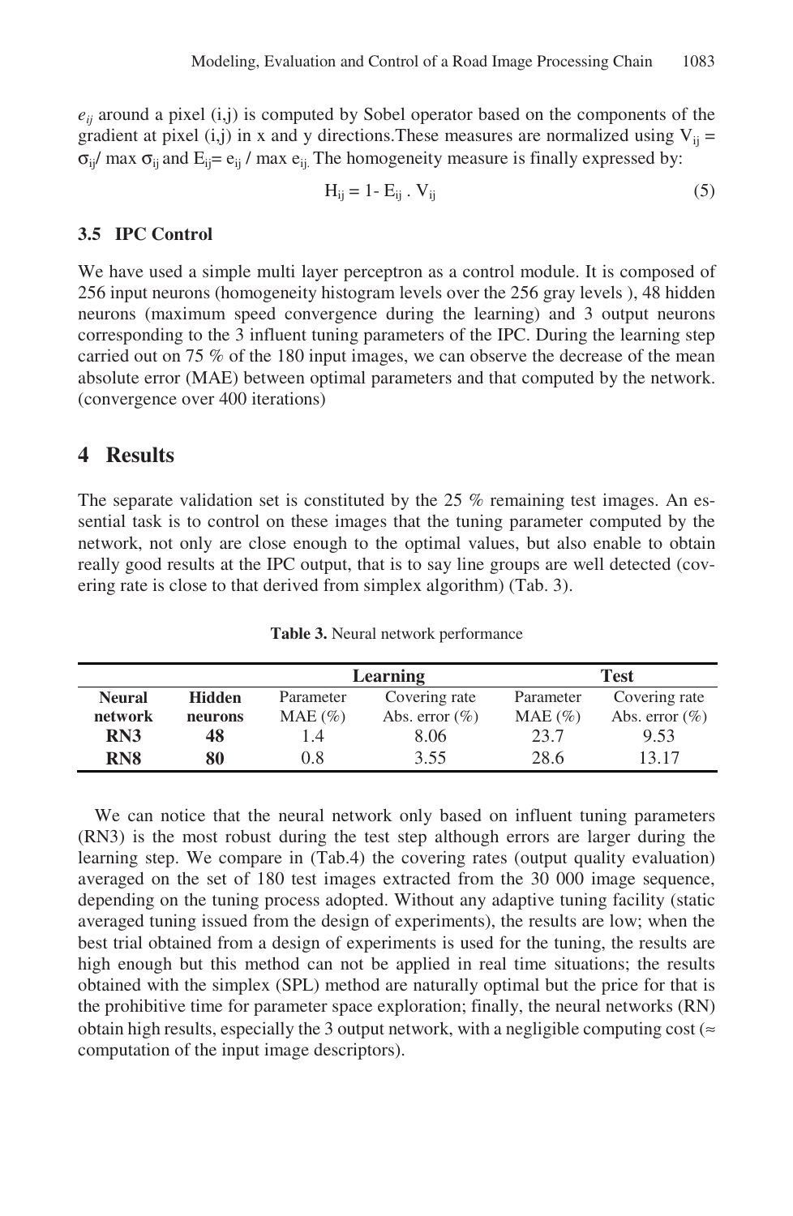$e_{ij}$ around a pixel (i,j) is computed by Sobel operator based on the components of the gradient at pixel (i,j) in x and y directions.These measures are normalized using $V_{ij} = \sigma_{ij} / \max \sigma_{ij}$ and $E_{ij} = e_{ij} / \max e_{ij}$. The homogeneity measure is finally expressed by:

$$H_{ij} = 1 - E_{ij} \cdot V_{ij} \tag{5}$$

### 3.5 IPC Control

We have used a simple multi layer perceptron as a control module. It is composed of 256 input neurons (homogeneity histogram levels over the 256 gray levels ), 48 hidden neurons (maximum speed convergence during the learning) and 3 output neurons corresponding to the 3 influent tuning parameters of the IPC. During the learning step carried out on 75 % of the 180 input images, we can observe the decrease of the mean absolute error (MAE) between optimal parameters and that computed by the network. (convergence over 400 iterations)

## 4 Results

The separate validation set is constituted by the 25 % remaining test images. An essential task is to control on these images that the tuning parameter computed by the network, not only are close enough to the optimal values, but also enable to obtain really good results at the IPC output, that is to say line groups are well detected (covering rate is close to that derived from simplex algorithm) (Tab. 3).

**Table 3.** Neural network performance

| | | Learning | | Test | |
|---|---|---|---|---|---|
| **Neural network** | **Hidden neurons** | Parameter MAE (%) | Covering rate Abs. error (%) | Parameter MAE (%) | Covering rate Abs. error (%) |
| **RN3** | **48** | 1.4 | 8.06 | 23.7 | 9.53 |
| **RN8** | **80** | 0.8 | 3.55 | 28.6 | 13.17 |

We can notice that the neural network only based on influent tuning parameters (RN3) is the most robust during the test step although errors are larger during the learning step. We compare in (Tab.4) the covering rates (output quality evaluation) averaged on the set of 180 test images extracted from the 30 000 image sequence, depending on the tuning process adopted. Without any adaptive tuning facility (static averaged tuning issued from the design of experiments), the results are low; when the best trial obtained from a design of experiments is used for the tuning, the results are high enough but this method can not be applied in real time situations; the results obtained with the simplex (SPL) method are naturally optimal but the price for that is the prohibitive time for parameter space exploration; finally, the neural networks (RN) obtain high results, especially the 3 output network, with a negligible computing cost (≈ computation of the input image descriptors).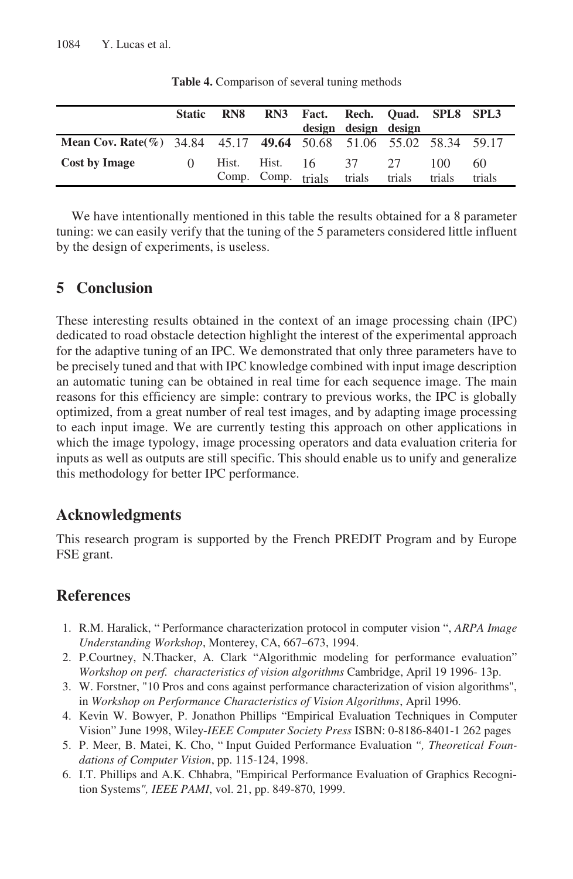**Table 4.** Comparison of several tuning methods

| | **Static** | **RN8** | **RN3** | **Fact. design** | **Rech. design** | **Quad. design** | **SPL8** | **SPL3** |
|---|---|---|---|---|---|---|---|---|
| **Mean Cov. Rate(%)** | 34.84 | 45.17 | **49.64** | 50.68 | 51.06 | 55.02 | 58.34 | 59.17 |
| **Cost by Image** | 0 | Hist. Comp. | Hist. Comp. | 16 trials | 37 trials | 27 trials | 100 trials | 60 trials |

We have intentionally mentioned in this table the results obtained for a 8 parameter tuning: we can easily verify that the tuning of the 5 parameters considered little influent by the design of experiments, is useless.

## 5 Conclusion

These interesting results obtained in the context of an image processing chain (IPC) dedicated to road obstacle detection highlight the interest of the experimental approach for the adaptive tuning of an IPC. We demonstrated that only three parameters have to be precisely tuned and that with IPC knowledge combined with input image description an automatic tuning can be obtained in real time for each sequence image. The main reasons for this efficiency are simple: contrary to previous works, the IPC is globally optimized, from a great number of real test images, and by adapting image processing to each input image. We are currently testing this approach on other applications in which the image typology, image processing operators and data evaluation criteria for inputs as well as outputs are still specific. This should enable us to unify and generalize this methodology for better IPC performance.

## Acknowledgments

This research program is supported by the French PREDIT Program and by Europe FSE grant.

## References

1. R.M. Haralick, " Performance characterization protocol in computer vision ", *ARPA Image Understanding Workshop*, Monterey, CA, 667–673, 1994.
2. P.Courtney, N.Thacker, A. Clark "Algorithmic modeling for performance evaluation" *Workshop on perf. characteristics of vision algorithms* Cambridge, April 19 1996- 13p.
3. W. Forstner, "10 Pros and cons against performance characterization of vision algorithms", in *Workshop on Performance Characteristics of Vision Algorithms*, April 1996.
4. Kevin W. Bowyer, P. Jonathon Phillips "Empirical Evaluation Techniques in Computer Vision" June 1998, Wiley-*IEEE Computer Society Press* ISBN: 0-8186-8401-1 262 pages
5. P. Meer, B. Matei, K. Cho, " Input Guided Performance Evaluation *", Theoretical Foundations of Computer Vision*, pp. 115-124, 1998.
6. I.T. Phillips and A.K. Chhabra, "Empirical Performance Evaluation of Graphics Recognition Systems*", IEEE PAMI*, vol. 21, pp. 849-870, 1999.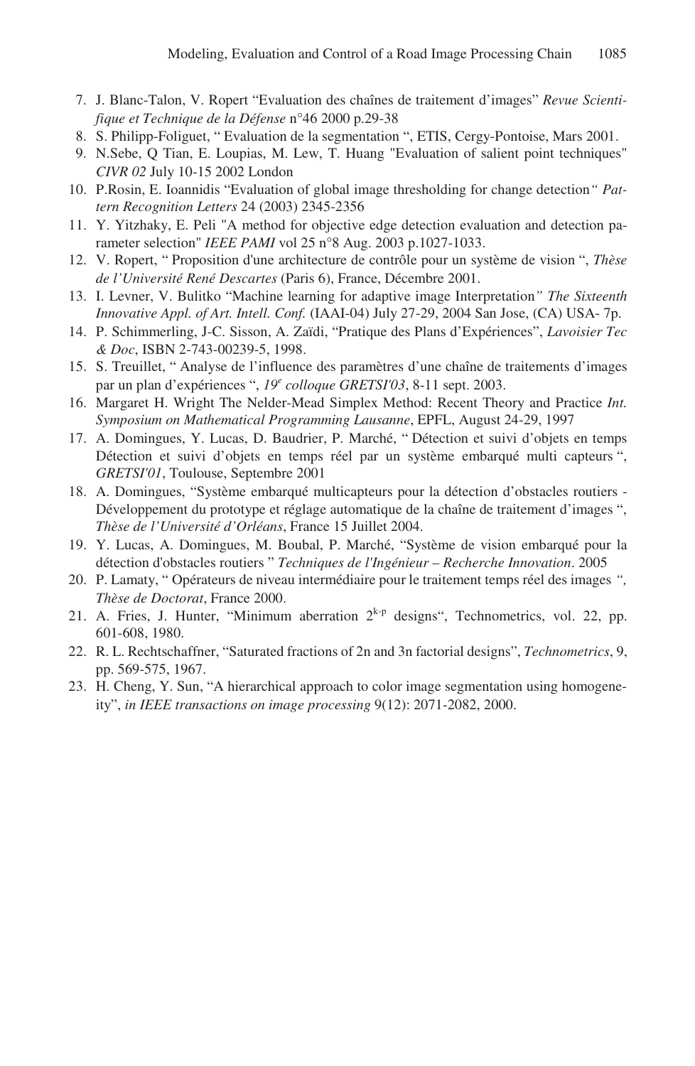7. J. Blanc-Talon, V. Ropert “Evaluation des chaînes de traitement d’images” *Revue Scientifique et Technique de la Défense* n°46 2000 p.29-38
8. S. Philipp-Foliguet, “ Evaluation de la segmentation “, ETIS, Cergy-Pontoise, Mars 2001.
9. N.Sebe, Q Tian, E. Loupias, M. Lew, T. Huang "Evaluation of salient point techniques" *CIVR 02* July 10-15 2002 London
10. P.Rosin, E. Ioannidis “Evaluation of global image thresholding for change detection*“ Pattern Recognition Letters* 24 (2003) 2345-2356
11. Y. Yitzhaky, E. Peli "A method for objective edge detection evaluation and detection parameter selection" *IEEE PAMI* vol 25 n°8 Aug. 2003 p.1027-1033.
12. V. Ropert, “ Proposition d'une architecture de contrôle pour un système de vision “, *Thèse de l’Université René Descartes* (Paris 6), France, Décembre 2001.
13. I. Levner, V. Bulitko “Machine learning for adaptive image Interpretation*” The Sixteenth Innovative Appl. of Art. Intell. Conf.* (IAAI-04) July 27-29, 2004 San Jose, (CA) USA- 7p.
14. P. Schimmerling, J-C. Sisson, A. Zaïdi, “Pratique des Plans d’Expériences”, *Lavoisier Tec & Doc*, ISBN 2-743-00239-5, 1998.
15. S. Treuillet, “ Analyse de l’influence des paramètres d’une chaîne de traitements d’images par un plan d’expériences “, *19e colloque GRETSI'03*, 8-11 sept. 2003.
16. Margaret H. Wright The Nelder-Mead Simplex Method: Recent Theory and Practice *Int. Symposium on Mathematical Programming Lausanne*, EPFL, August 24-29, 1997
17. A. Domingues, Y. Lucas, D. Baudrier, P. Marché, “ Détection et suivi d’objets en temps Détection et suivi d’objets en temps réel par un système embarqué multi capteurs “, *GRETSI'01*, Toulouse, Septembre 2001
18. A. Domingues, “Système embarqué multicapteurs pour la détection d’obstacles routiers - Développement du prototype et réglage automatique de la chaîne de traitement d’images “, *Thèse de l’Université d’Orléans*, France 15 Juillet 2004.
19. Y. Lucas, A. Domingues, M. Boubal, P. Marché, “Système de vision embarqué pour la détection d'obstacles routiers ” *Techniques de l'Ingénieur – Recherche Innovation*. 2005
20. P. Lamaty, “ Opérateurs de niveau intermédiaire pour le traitement temps réel des images *“, Thèse de Doctorat*, France 2000.
21. A. Fries, J. Hunter, “Minimum aberration $2^{k-p}$ designs“, Technometrics, vol. 22, pp. 601-608, 1980.
22. R. L. Rechtschaffner, “Saturated fractions of 2n and 3n factorial designs”, *Technometrics*, 9, pp. 569-575, 1967.
23. H. Cheng, Y. Sun, “A hierarchical approach to color image segmentation using homogeneity”, *in IEEE transactions on image processing* 9(12): 2071-2082, 2000.